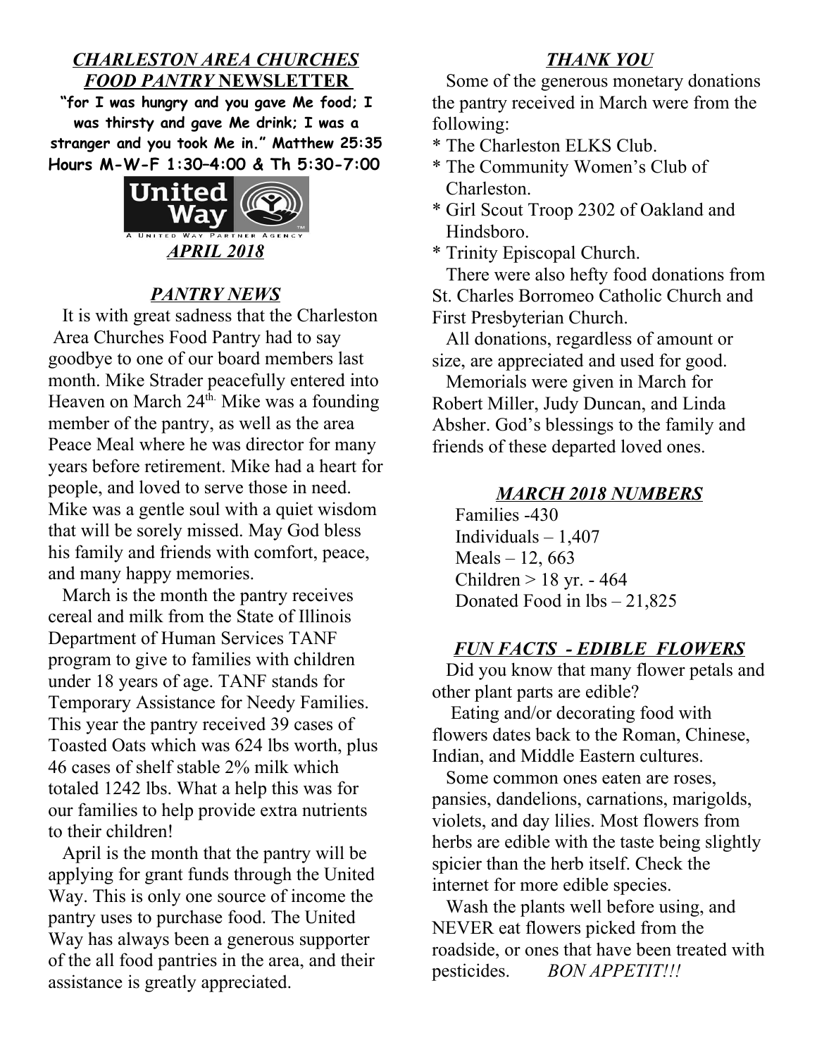## *CHARLESTON AREA CHURCHES FOOD PANTRY* NEWSLETTER

**"for I was hungry and you gave Me food; I was thirsty and gave Me drink; I was a stranger and you took Me in." Matthew 25:35**

**Hours M-W-F 1:30–4:00 & Th 5:30-7:00**

United Way — A United Way Partner Agency

### *APRIL 2018*

### *PANTRY NEWS*

It is with great sadness that the Charleston Area Churches Food Pantry had to say goodbye to one of our board members last month. Mike Strader peacefully entered into Heaven on March 24th. Mike was a founding member of the pantry, as well as the area Peace Meal where he was director for many years before retirement. Mike had a heart for people, and loved to serve those in need. Mike was a gentle soul with a quiet wisdom that will be sorely missed. May God bless his family and friends with comfort, peace, and many happy memories.

March is the month the pantry receives cereal and milk from the State of Illinois Department of Human Services TANF program to give to families with children under 18 years of age. TANF stands for Temporary Assistance for Needy Families. This year the pantry received 39 cases of Toasted Oats which was 624 lbs worth, plus 46 cases of shelf stable 2% milk which totaled 1242 lbs. What a help this was for our families to help provide extra nutrients to their children!

April is the month that the pantry will be applying for grant funds through the United Way. This is only one source of income the pantry uses to purchase food. The United Way has always been a generous supporter of the all food pantries in the area, and their assistance is greatly appreciated.

### *THANK YOU*

Some of the generous monetary donations the pantry received in March were from the following:

* The Charleston ELKS Club.
* The Community Women's Club of Charleston.
* Girl Scout Troop 2302 of Oakland and Hindsboro.
* Trinity Episcopal Church.

There were also hefty food donations from St. Charles Borromeo Catholic Church and First Presbyterian Church.

All donations, regardless of amount or size, are appreciated and used for good.

Memorials were given in March for Robert Miller, Judy Duncan, and Linda Absher. God's blessings to the family and friends of these departed loved ones.

### *MARCH 2018 NUMBERS*

Families -430
Individuals – 1,407
Meals – 12, 663
Children > 18 yr. - 464
Donated Food in lbs – 21,825

### *FUN FACTS - EDIBLE FLOWERS*

Did you know that many flower petals and other plant parts are edible?

Eating and/or decorating food with flowers dates back to the Roman, Chinese, Indian, and Middle Eastern cultures.

Some common ones eaten are roses, pansies, dandelions, carnations, marigolds, violets, and day lilies. Most flowers from herbs are edible with the taste being slightly spicier than the herb itself. Check the internet for more edible species.

Wash the plants well before using, and NEVER eat flowers picked from the roadside, or ones that have been treated with pesticides. *BON APPETIT!!!*